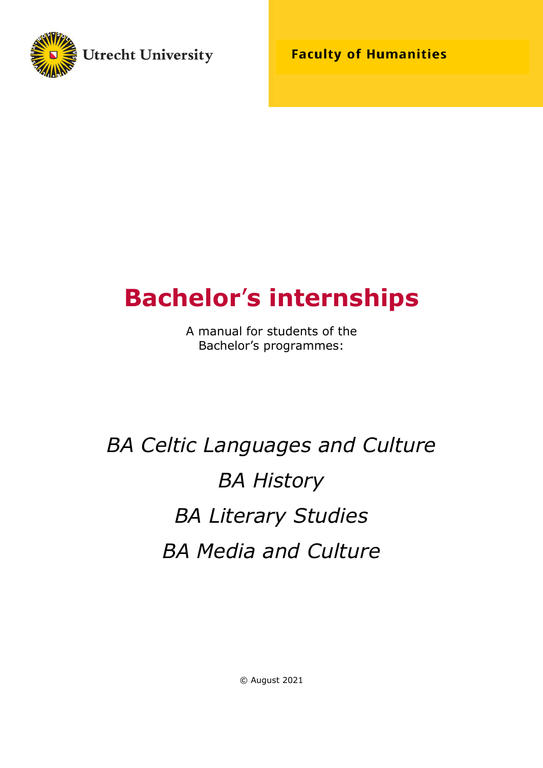Utrecht University

Faculty of Humanities

# Bachelor's internships

A manual for students of the Bachelor's programmes:

*BA Celtic Languages and Culture*

*BA History*

*BA Literary Studies*

*BA Media and Culture*

© August 2021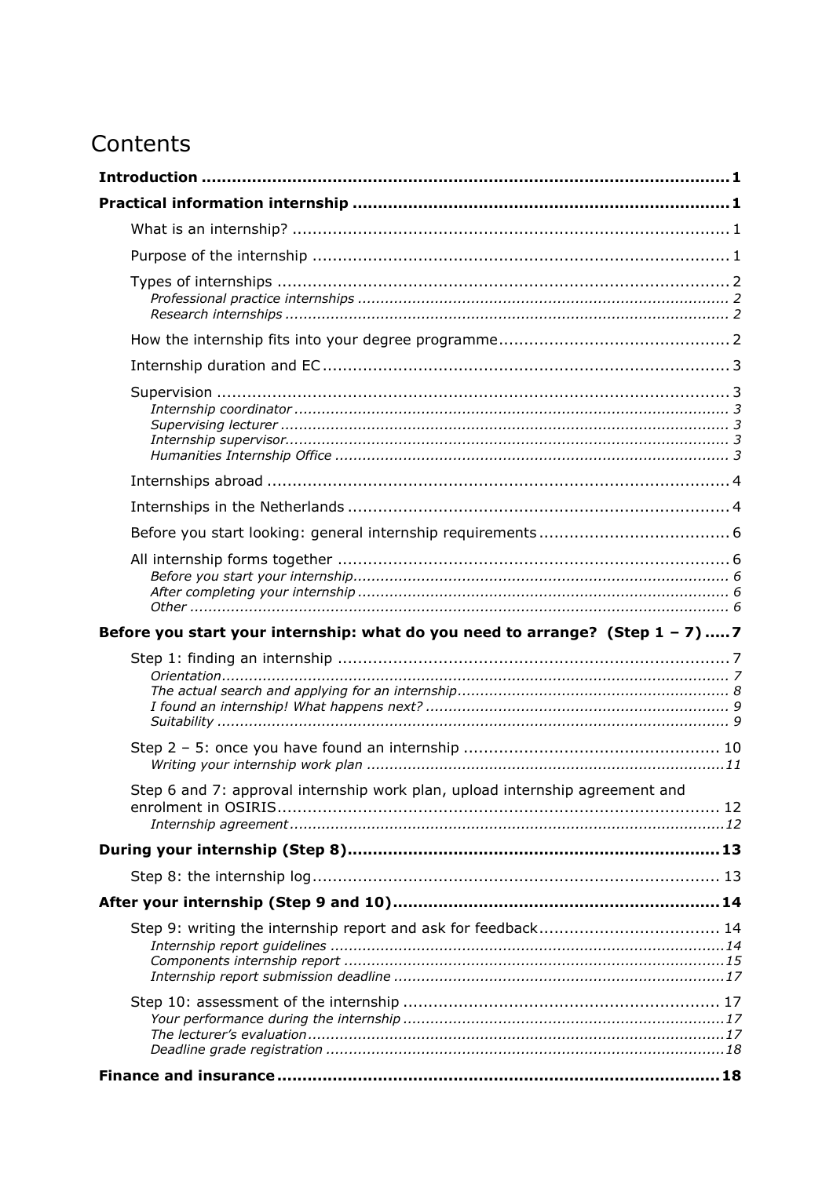# Contents

**Introduction** ........ **1**

**Practical information internship** ........ **1**

- What is an internship? ........ 1
- Purpose of the internship ........ 1
- Types of internships ........ 2
  - *Professional practice internships* ........ *2*
  - *Research internships* ........ *2*
- How the internship fits into your degree programme ........ 2
- Internship duration and EC ........ 3
- Supervision ........ 3
  - *Internship coordinator* ........ *3*
  - *Supervising lecturer* ........ *3*
  - *Internship supervisor* ........ *3*
  - *Humanities Internship Office* ........ *3*
- Internships abroad ........ 4
- Internships in the Netherlands ........ 4
- Before you start looking: general internship requirements ........ 6
- All internship forms together ........ 6
  - *Before you start your internship* ........ *6*
  - *After completing your internship* ........ *6*
  - *Other* ........ *6*

**Before you start your internship: what do you need to arrange? (Step 1 – 7)** ........ **7**

- Step 1: finding an internship ........ 7
  - *Orientation* ........ *7*
  - *The actual search and applying for an internship* ........ *8*
  - *I found an internship! What happens next?* ........ *9*
  - *Suitability* ........ *9*
- Step 2 – 5: once you have found an internship ........ 10
  - *Writing your internship work plan* ........ *11*
- Step 6 and 7: approval internship work plan, upload internship agreement and enrolment in OSIRIS ........ 12
  - *Internship agreement* ........ *12*

**During your internship (Step 8)** ........ **13**

- Step 8: the internship log ........ 13

**After your internship (Step 9 and 10)** ........ **14**

- Step 9: writing the internship report and ask for feedback ........ 14
  - *Internship report guidelines* ........ *14*
  - *Components internship report* ........ *15*
  - *Internship report submission deadline* ........ *17*
- Step 10: assessment of the internship ........ 17
  - *Your performance during the internship* ........ *17*
  - *The lecturer's evaluation* ........ *17*
  - *Deadline grade registration* ........ *18*

**Finance and insurance** ........ **18**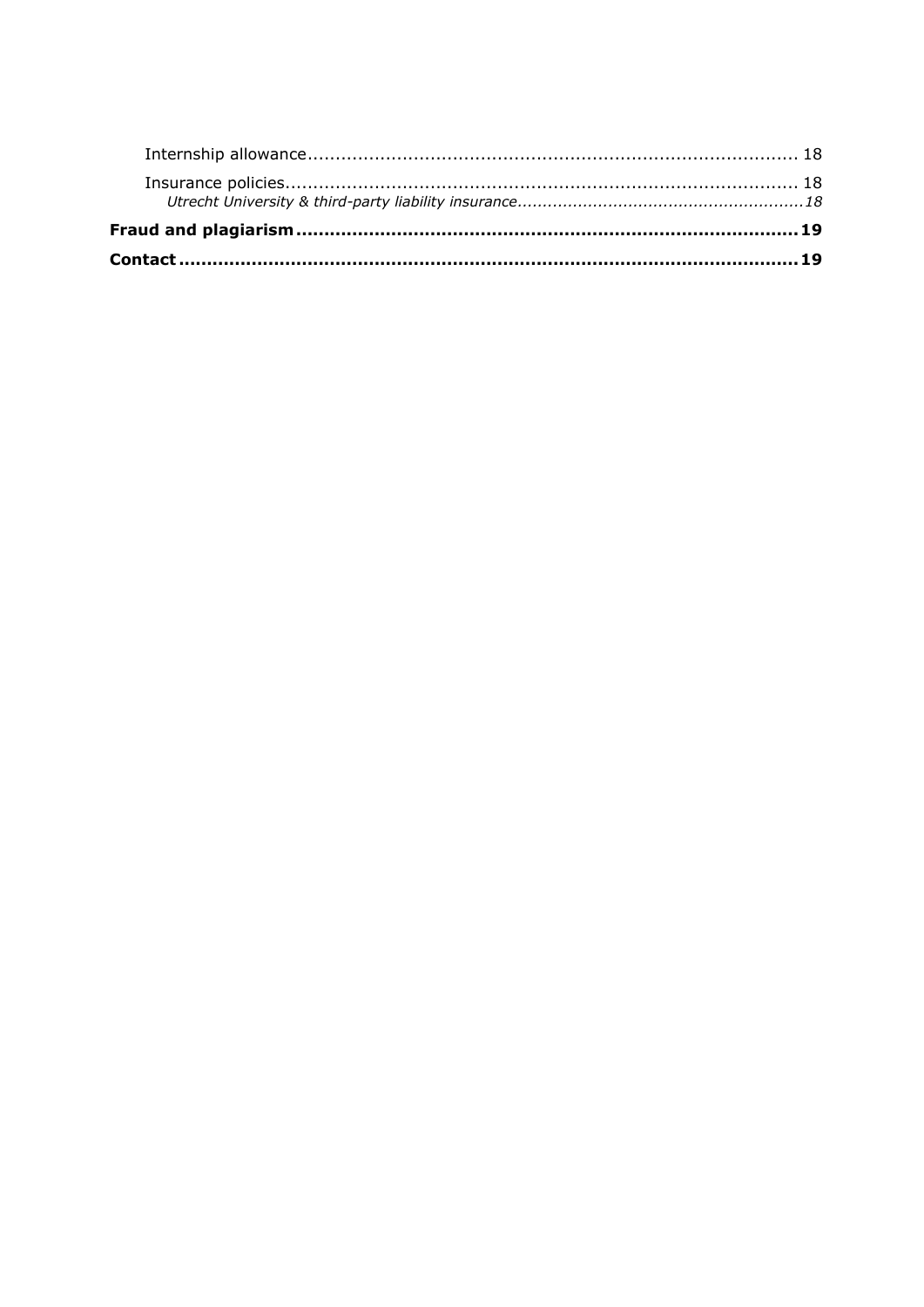Internship allowance........................................................................................ 18

Insurance policies........................................................................................... 18

*Utrecht University & third-party liability insurance.........................................................18*

**Fraud and plagiarism.......................................................................................19**

**Contact ............................................................................................................19**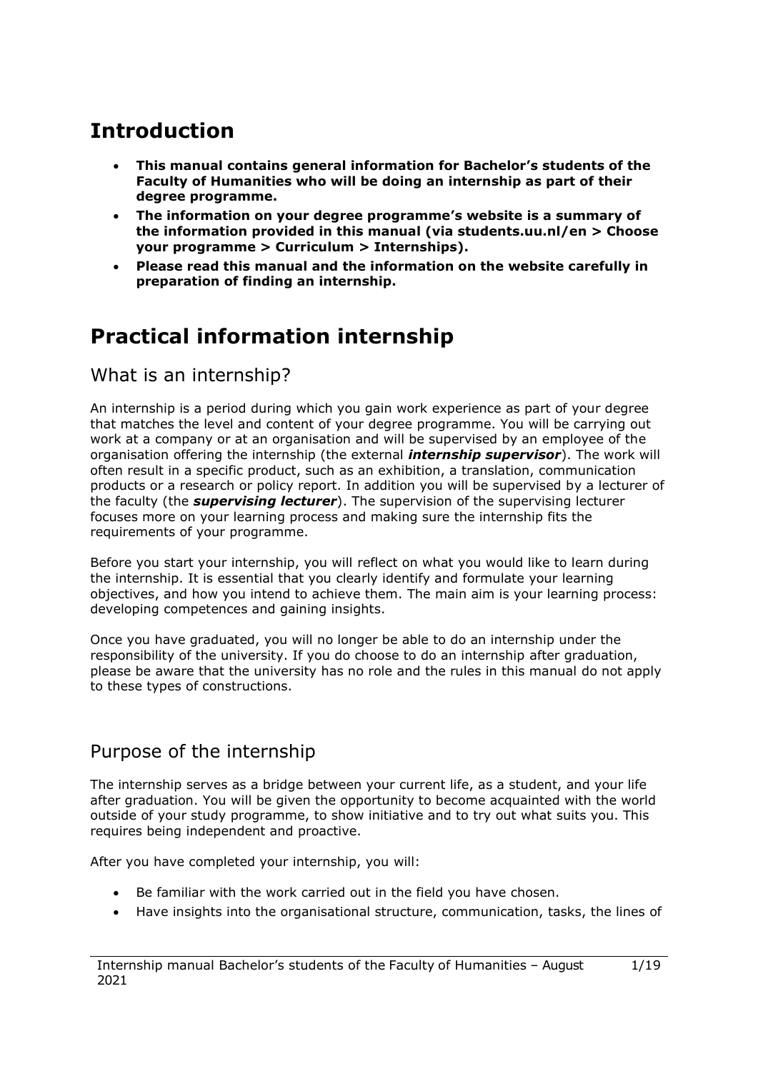# Introduction

- **This manual contains general information for Bachelor's students of the Faculty of Humanities who will be doing an internship as part of their degree programme.**
- **The information on your degree programme's website is a summary of the information provided in this manual (via students.uu.nl/en > Choose your programme > Curriculum > Internships).**
- **Please read this manual and the information on the website carefully in preparation of finding an internship.**

# Practical information internship

## What is an internship?

An internship is a period during which you gain work experience as part of your degree that matches the level and content of your degree programme. You will be carrying out work at a company or at an organisation and will be supervised by an employee of the organisation offering the internship (the external ***internship supervisor***). The work will often result in a specific product, such as an exhibition, a translation, communication products or a research or policy report. In addition you will be supervised by a lecturer of the faculty (the ***supervising lecturer***). The supervision of the supervising lecturer focuses more on your learning process and making sure the internship fits the requirements of your programme.

Before you start your internship, you will reflect on what you would like to learn during the internship. It is essential that you clearly identify and formulate your learning objectives, and how you intend to achieve them. The main aim is your learning process: developing competences and gaining insights.

Once you have graduated, you will no longer be able to do an internship under the responsibility of the university. If you do choose to do an internship after graduation, please be aware that the university has no role and the rules in this manual do not apply to these types of constructions.

## Purpose of the internship

The internship serves as a bridge between your current life, as a student, and your life after graduation. You will be given the opportunity to become acquainted with the world outside of your study programme, to show initiative and to try out what suits you. This requires being independent and proactive.

After you have completed your internship, you will:

- Be familiar with the work carried out in the field you have chosen.
- Have insights into the organisational structure, communication, tasks, the lines of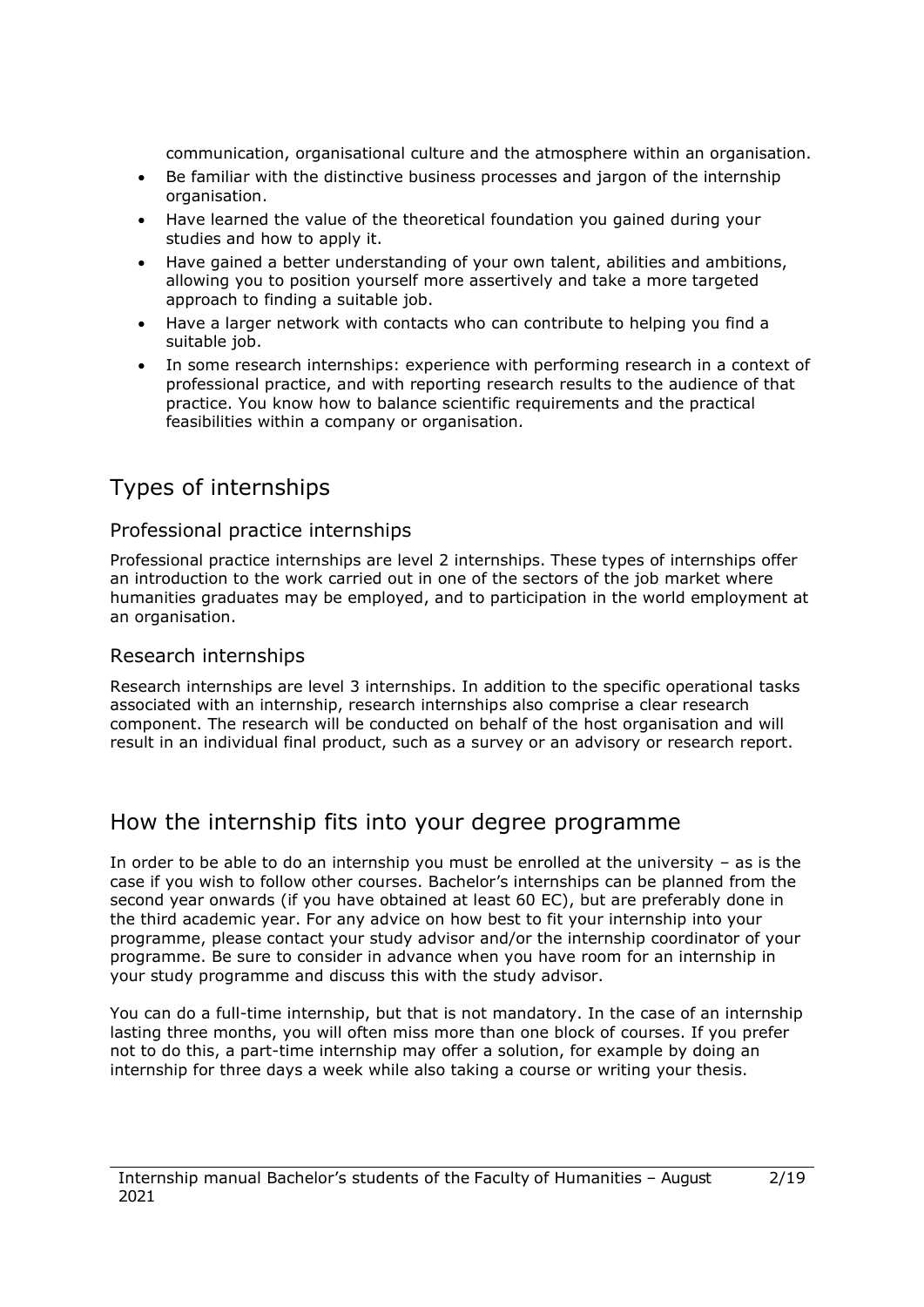communication, organisational culture and the atmosphere within an organisation.

- Be familiar with the distinctive business processes and jargon of the internship organisation.
- Have learned the value of the theoretical foundation you gained during your studies and how to apply it.
- Have gained a better understanding of your own talent, abilities and ambitions, allowing you to position yourself more assertively and take a more targeted approach to finding a suitable job.
- Have a larger network with contacts who can contribute to helping you find a suitable job.
- In some research internships: experience with performing research in a context of professional practice, and with reporting research results to the audience of that practice. You know how to balance scientific requirements and the practical feasibilities within a company or organisation.

## Types of internships

### Professional practice internships

Professional practice internships are level 2 internships. These types of internships offer an introduction to the work carried out in one of the sectors of the job market where humanities graduates may be employed, and to participation in the world employment at an organisation.

### Research internships

Research internships are level 3 internships. In addition to the specific operational tasks associated with an internship, research internships also comprise a clear research component. The research will be conducted on behalf of the host organisation and will result in an individual final product, such as a survey or an advisory or research report.

## How the internship fits into your degree programme

In order to be able to do an internship you must be enrolled at the university – as is the case if you wish to follow other courses. Bachelor's internships can be planned from the second year onwards (if you have obtained at least 60 EC), but are preferably done in the third academic year. For any advice on how best to fit your internship into your programme, please contact your study advisor and/or the internship coordinator of your programme. Be sure to consider in advance when you have room for an internship in your study programme and discuss this with the study advisor.

You can do a full-time internship, but that is not mandatory. In the case of an internship lasting three months, you will often miss more than one block of courses. If you prefer not to do this, a part-time internship may offer a solution, for example by doing an internship for three days a week while also taking a course or writing your thesis.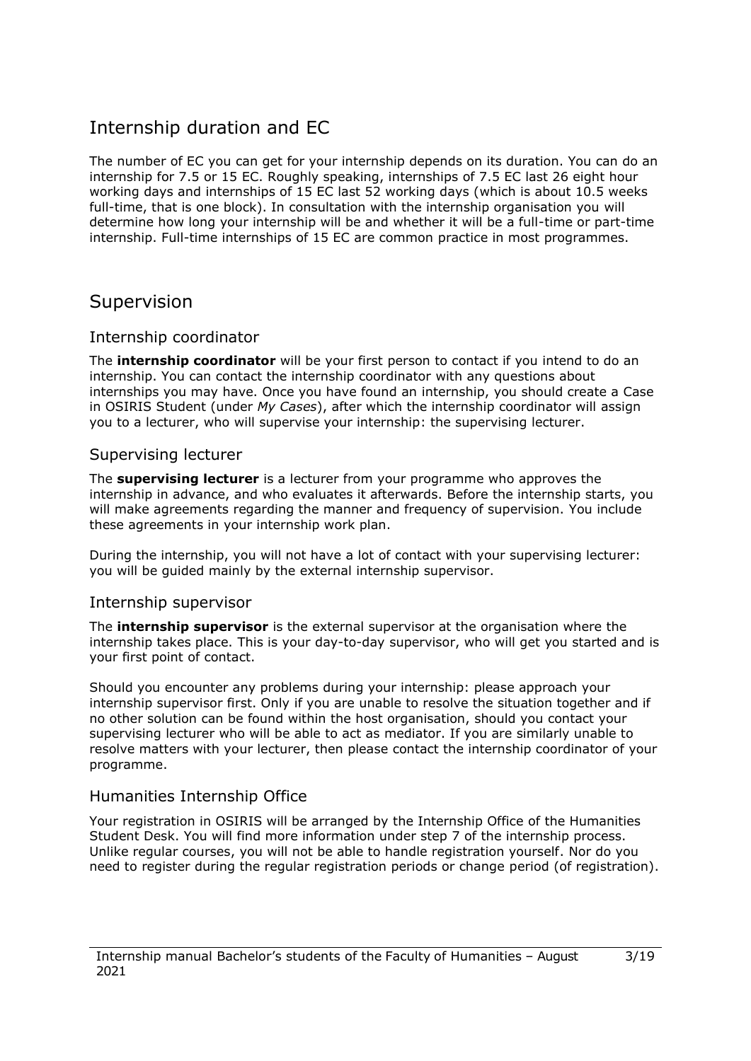## Internship duration and EC

The number of EC you can get for your internship depends on its duration. You can do an internship for 7.5 or 15 EC. Roughly speaking, internships of 7.5 EC last 26 eight hour working days and internships of 15 EC last 52 working days (which is about 10.5 weeks full-time, that is one block). In consultation with the internship organisation you will determine how long your internship will be and whether it will be a full-time or part-time internship. Full-time internships of 15 EC are common practice in most programmes.

## Supervision

### Internship coordinator

The **internship coordinator** will be your first person to contact if you intend to do an internship. You can contact the internship coordinator with any questions about internships you may have. Once you have found an internship, you should create a Case in OSIRIS Student (under *My Cases*), after which the internship coordinator will assign you to a lecturer, who will supervise your internship: the supervising lecturer.

### Supervising lecturer

The **supervising lecturer** is a lecturer from your programme who approves the internship in advance, and who evaluates it afterwards. Before the internship starts, you will make agreements regarding the manner and frequency of supervision. You include these agreements in your internship work plan.

During the internship, you will not have a lot of contact with your supervising lecturer: you will be guided mainly by the external internship supervisor.

### Internship supervisor

The **internship supervisor** is the external supervisor at the organisation where the internship takes place. This is your day-to-day supervisor, who will get you started and is your first point of contact.

Should you encounter any problems during your internship: please approach your internship supervisor first. Only if you are unable to resolve the situation together and if no other solution can be found within the host organisation, should you contact your supervising lecturer who will be able to act as mediator. If you are similarly unable to resolve matters with your lecturer, then please contact the internship coordinator of your programme.

### Humanities Internship Office

Your registration in OSIRIS will be arranged by the Internship Office of the Humanities Student Desk. You will find more information under step 7 of the internship process. Unlike regular courses, you will not be able to handle registration yourself. Nor do you need to register during the regular registration periods or change period (of registration).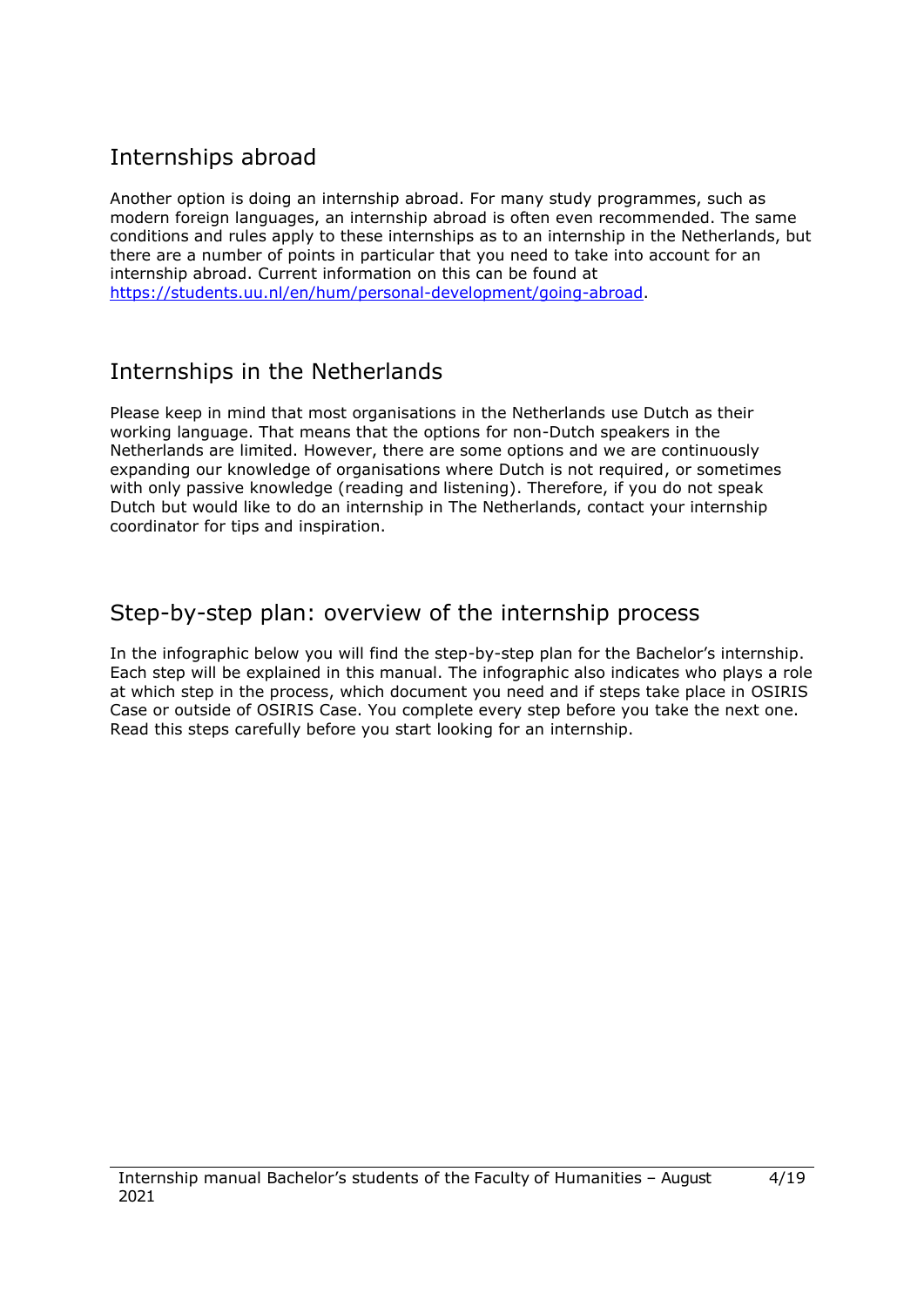## Internships abroad

Another option is doing an internship abroad. For many study programmes, such as modern foreign languages, an internship abroad is often even recommended. The same conditions and rules apply to these internships as to an internship in the Netherlands, but there are a number of points in particular that you need to take into account for an internship abroad. Current information on this can be found at [https://students.uu.nl/en/hum/personal-development/going-abroad](https://students.uu.nl/en/hum/personal-development/going-abroad).

## Internships in the Netherlands

Please keep in mind that most organisations in the Netherlands use Dutch as their working language. That means that the options for non-Dutch speakers in the Netherlands are limited. However, there are some options and we are continuously expanding our knowledge of organisations where Dutch is not required, or sometimes with only passive knowledge (reading and listening). Therefore, if you do not speak Dutch but would like to do an internship in The Netherlands, contact your internship coordinator for tips and inspiration.

## Step-by-step plan: overview of the internship process

In the infographic below you will find the step-by-step plan for the Bachelor's internship. Each step will be explained in this manual. The infographic also indicates who plays a role at which step in the process, which document you need and if steps take place in OSIRIS Case or outside of OSIRIS Case. You complete every step before you take the next one. Read this steps carefully before you start looking for an internship.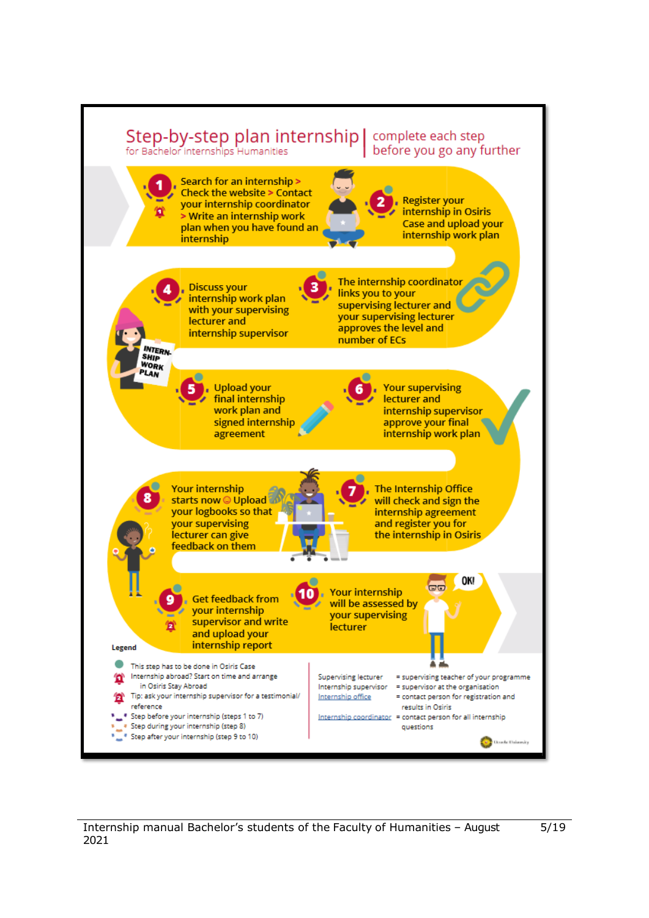# Step-by-step plan internship

for Bachelor internships Humanities

complete each step before you go any further

1. Search for an internship > Check the website > Contact your internship coordinator > Write an internship work plan when you have found an internship
2. Register your internship in Osiris Case and upload your internship work plan
3. The internship coordinator links you to your supervising lecturer and your supervising lecturer approves the level and number of ECs
4. Discuss your internship work plan with your supervising lecturer and internship supervisor
5. Upload your final internship work plan and signed internship agreement
6. Your supervising lecturer and internship supervisor approve your final internship work plan
7. The Internship Office will check and sign the internship agreement and register you for the internship in Osiris
8. Your internship starts now ☺ Upload your logbooks so that your supervising lecturer can give feedback on them
9. Get feedback from your internship supervisor and write and upload your internship report
10. Your internship will be assessed by your supervising lecturer

INTERNSHIP WORK PLAN

OK!

**Legend**

- This step has to be done in Osiris Case
- Internship abroad? Start on time and arrange in Osiris Stay Abroad
- Tip: ask your internship supervisor for a testimonial/reference
- Step before your internship (steps 1 to 7)
- Step during your internship (step 8)
- Step after your internship (step 9 to 10)

Supervising lecturer = supervising teacher of your programme
Internship supervisor = supervisor at the organisation
Internship office = contact person for registration and results in Osiris
Internship coordinator = contact person for all internship questions

Utrecht University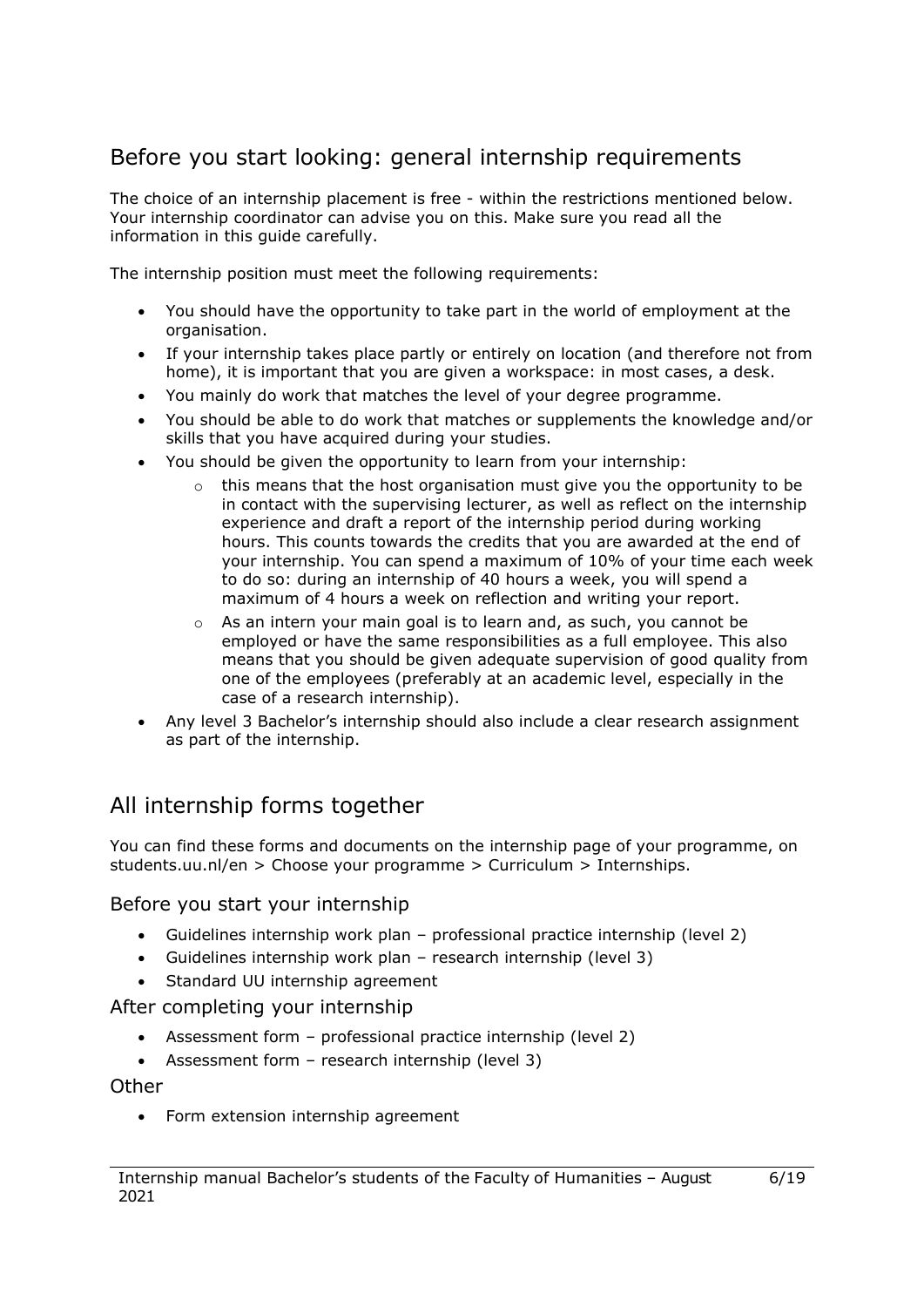## Before you start looking: general internship requirements

The choice of an internship placement is free - within the restrictions mentioned below. Your internship coordinator can advise you on this. Make sure you read all the information in this guide carefully.

The internship position must meet the following requirements:

- You should have the opportunity to take part in the world of employment at the organisation.
- If your internship takes place partly or entirely on location (and therefore not from home), it is important that you are given a workspace: in most cases, a desk.
- You mainly do work that matches the level of your degree programme.
- You should be able to do work that matches or supplements the knowledge and/or skills that you have acquired during your studies.
- You should be given the opportunity to learn from your internship:
    - this means that the host organisation must give you the opportunity to be in contact with the supervising lecturer, as well as reflect on the internship experience and draft a report of the internship period during working hours. This counts towards the credits that you are awarded at the end of your internship. You can spend a maximum of 10% of your time each week to do so: during an internship of 40 hours a week, you will spend a maximum of 4 hours a week on reflection and writing your report.
    - As an intern your main goal is to learn and, as such, you cannot be employed or have the same responsibilities as a full employee. This also means that you should be given adequate supervision of good quality from one of the employees (preferably at an academic level, especially in the case of a research internship).
- Any level 3 Bachelor's internship should also include a clear research assignment as part of the internship.

## All internship forms together

You can find these forms and documents on the internship page of your programme, on students.uu.nl/en > Choose your programme > Curriculum > Internships.

### Before you start your internship

- Guidelines internship work plan – professional practice internship (level 2)
- Guidelines internship work plan – research internship (level 3)
- Standard UU internship agreement

### After completing your internship

- Assessment form – professional practice internship (level 2)
- Assessment form – research internship (level 3)

### Other

- Form extension internship agreement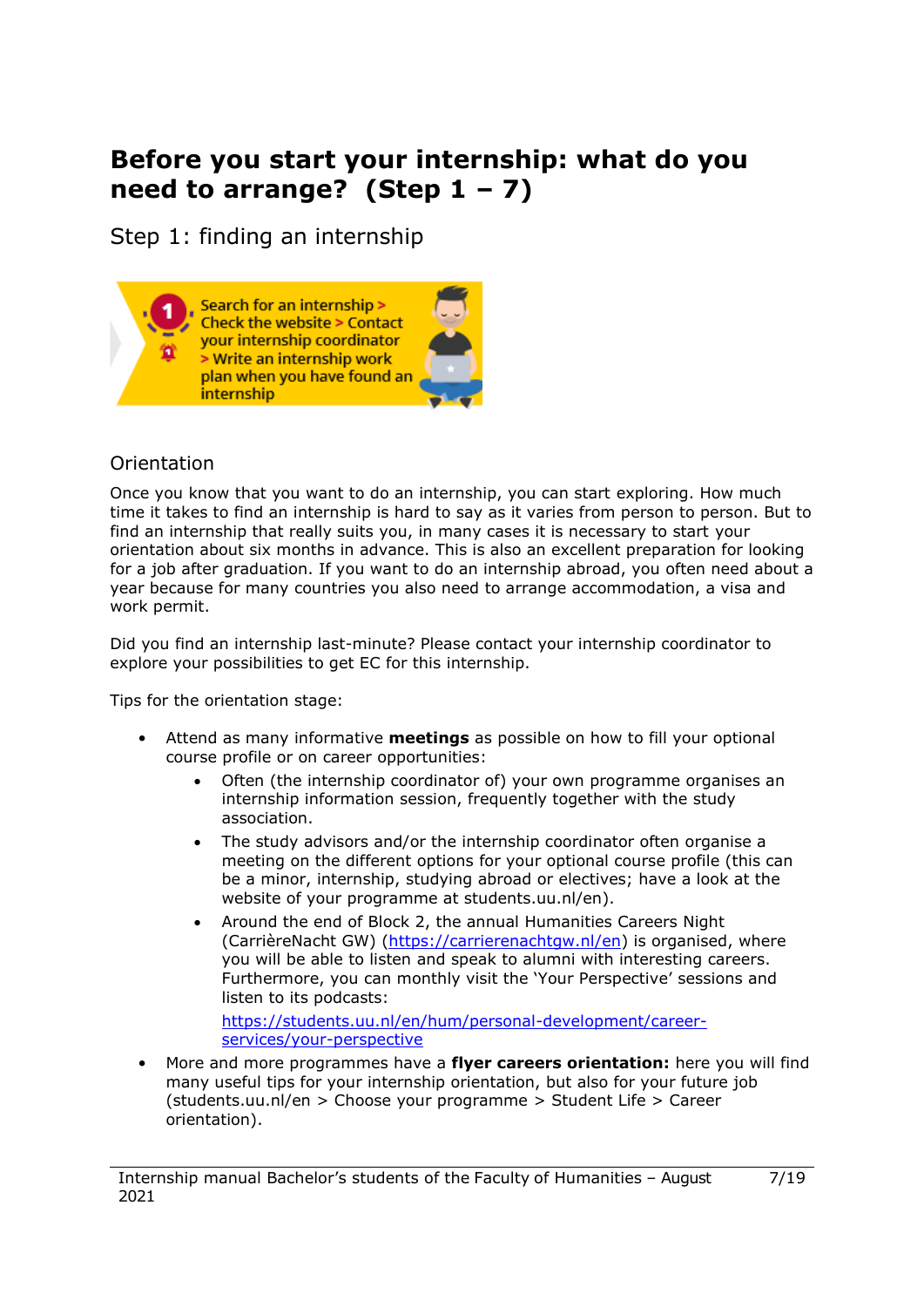# Before you start your internship: what do you need to arrange? (Step 1 – 7)

## Step 1: finding an internship

Search for an internship > Check the website > Contact your internship coordinator > Write an internship work plan when you have found an internship

### Orientation

Once you know that you want to do an internship, you can start exploring. How much time it takes to find an internship is hard to say as it varies from person to person. But to find an internship that really suits you, in many cases it is necessary to start your orientation about six months in advance. This is also an excellent preparation for looking for a job after graduation. If you want to do an internship abroad, you often need about a year because for many countries you also need to arrange accommodation, a visa and work permit.

Did you find an internship last-minute? Please contact your internship coordinator to explore your possibilities to get EC for this internship.

Tips for the orientation stage:

- Attend as many informative **meetings** as possible on how to fill your optional course profile or on career opportunities:
  - Often (the internship coordinator of) your own programme organises an internship information session, frequently together with the study association.
  - The study advisors and/or the internship coordinator often organise a meeting on the different options for your optional course profile (this can be a minor, internship, studying abroad or electives; have a look at the website of your programme at students.uu.nl/en).
  - Around the end of Block 2, the annual Humanities Careers Night (CarrièreNacht GW) (https://carrierenachtgw.nl/en) is organised, where you will be able to listen and speak to alumni with interesting careers. Furthermore, you can monthly visit the 'Your Perspective' sessions and listen to its podcasts: https://students.uu.nl/en/hum/personal-development/career-services/your-perspective
- More and more programmes have a **flyer careers orientation:** here you will find many useful tips for your internship orientation, but also for your future job (students.uu.nl/en > Choose your programme > Student Life > Career orientation).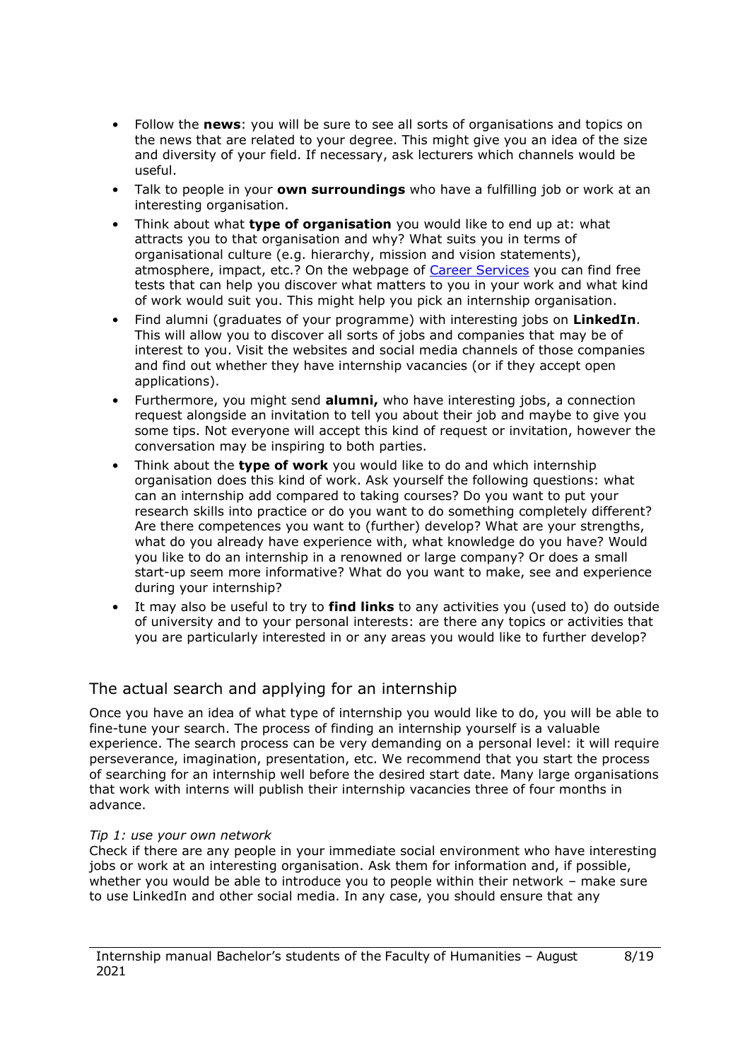- Follow the **news**: you will be sure to see all sorts of organisations and topics on the news that are related to your degree. This might give you an idea of the size and diversity of your field. If necessary, ask lecturers which channels would be useful.
- Talk to people in your **own surroundings** who have a fulfilling job or work at an interesting organisation.
- Think about what **type of organisation** you would like to end up at: what attracts you to that organisation and why? What suits you in terms of organisational culture (e.g. hierarchy, mission and vision statements), atmosphere, impact, etc.? On the webpage of Career Services you can find free tests that can help you discover what matters to you in your work and what kind of work would suit you. This might help you pick an internship organisation.
- Find alumni (graduates of your programme) with interesting jobs on **LinkedIn**. This will allow you to discover all sorts of jobs and companies that may be of interest to you. Visit the websites and social media channels of those companies and find out whether they have internship vacancies (or if they accept open applications).
- Furthermore, you might send **alumni,** who have interesting jobs, a connection request alongside an invitation to tell you about their job and maybe to give you some tips. Not everyone will accept this kind of request or invitation, however the conversation may be inspiring to both parties.
- Think about the **type of work** you would like to do and which internship organisation does this kind of work. Ask yourself the following questions: what can an internship add compared to taking courses? Do you want to put your research skills into practice or do you want to do something completely different? Are there competences you want to (further) develop? What are your strengths, what do you already have experience with, what knowledge do you have? Would you like to do an internship in a renowned or large company? Or does a small start-up seem more informative? What do you want to make, see and experience during your internship?
- It may also be useful to try to **find links** to any activities you (used to) do outside of university and to your personal interests: are there any topics or activities that you are particularly interested in or any areas you would like to further develop?

## The actual search and applying for an internship

Once you have an idea of what type of internship you would like to do, you will be able to fine-tune your search. The process of finding an internship yourself is a valuable experience. The search process can be very demanding on a personal level: it will require perseverance, imagination, presentation, etc. We recommend that you start the process of searching for an internship well before the desired start date. Many large organisations that work with interns will publish their internship vacancies three of four months in advance.

*Tip 1: use your own network*
Check if there are any people in your immediate social environment who have interesting jobs or work at an interesting organisation. Ask them for information and, if possible, whether you would be able to introduce you to people within their network – make sure to use LinkedIn and other social media. In any case, you should ensure that any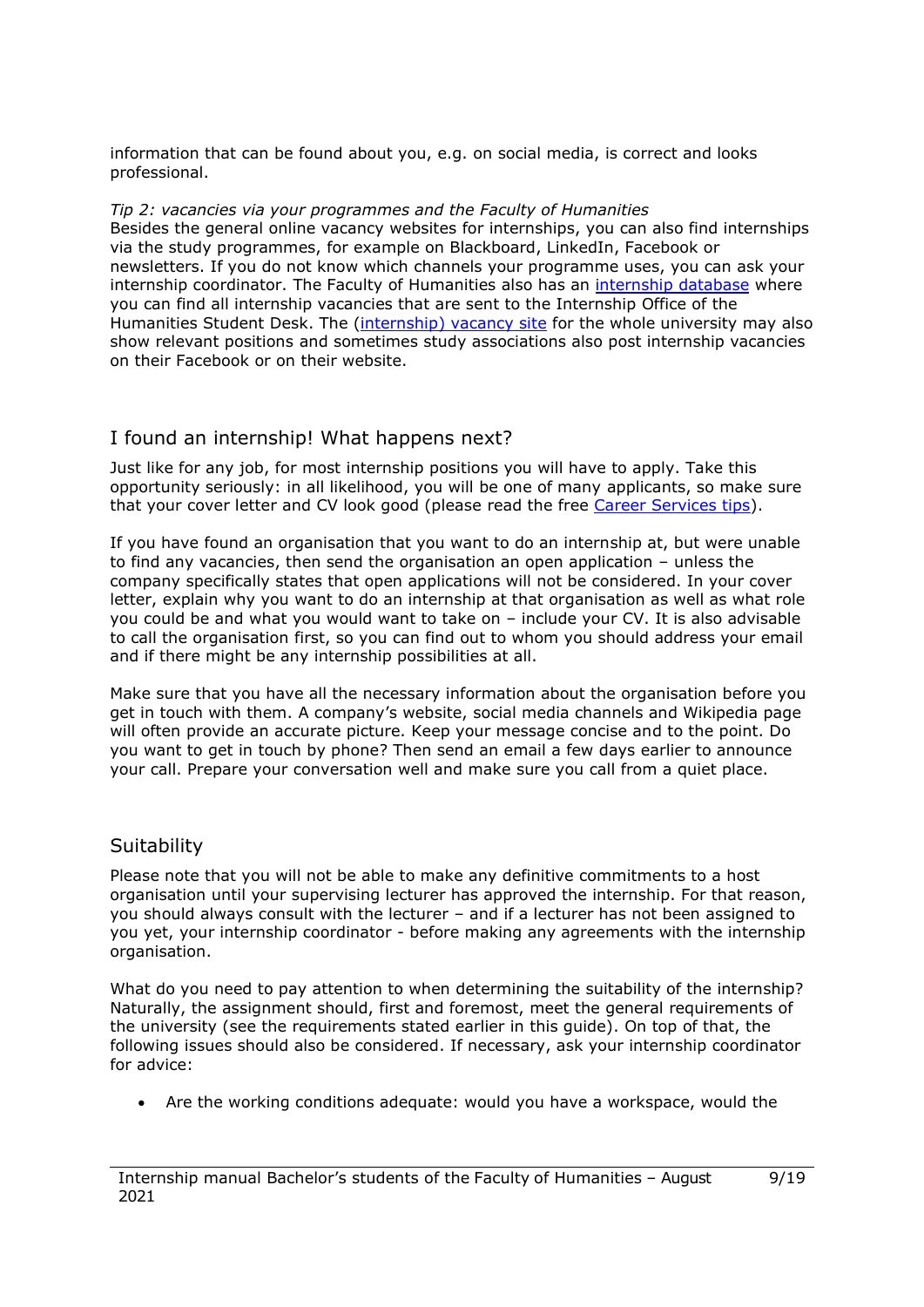information that can be found about you, e.g. on social media, is correct and looks professional.

*Tip 2: vacancies via your programmes and the Faculty of Humanities*
Besides the general online vacancy websites for internships, you can also find internships via the study programmes, for example on Blackboard, LinkedIn, Facebook or newsletters. If you do not know which channels your programme uses, you can ask your internship coordinator. The Faculty of Humanities also has an internship database where you can find all internship vacancies that are sent to the Internship Office of the Humanities Student Desk. The (internship) vacancy site for the whole university may also show relevant positions and sometimes study associations also post internship vacancies on their Facebook or on their website.

## I found an internship! What happens next?

Just like for any job, for most internship positions you will have to apply. Take this opportunity seriously: in all likelihood, you will be one of many applicants, so make sure that your cover letter and CV look good (please read the free Career Services tips).

If you have found an organisation that you want to do an internship at, but were unable to find any vacancies, then send the organisation an open application – unless the company specifically states that open applications will not be considered. In your cover letter, explain why you want to do an internship at that organisation as well as what role you could be and what you would want to take on – include your CV. It is also advisable to call the organisation first, so you can find out to whom you should address your email and if there might be any internship possibilities at all.

Make sure that you have all the necessary information about the organisation before you get in touch with them. A company's website, social media channels and Wikipedia page will often provide an accurate picture. Keep your message concise and to the point. Do you want to get in touch by phone? Then send an email a few days earlier to announce your call. Prepare your conversation well and make sure you call from a quiet place.

## Suitability

Please note that you will not be able to make any definitive commitments to a host organisation until your supervising lecturer has approved the internship. For that reason, you should always consult with the lecturer – and if a lecturer has not been assigned to you yet, your internship coordinator - before making any agreements with the internship organisation.

What do you need to pay attention to when determining the suitability of the internship? Naturally, the assignment should, first and foremost, meet the general requirements of the university (see the requirements stated earlier in this guide). On top of that, the following issues should also be considered. If necessary, ask your internship coordinator for advice:

- Are the working conditions adequate: would you have a workspace, would the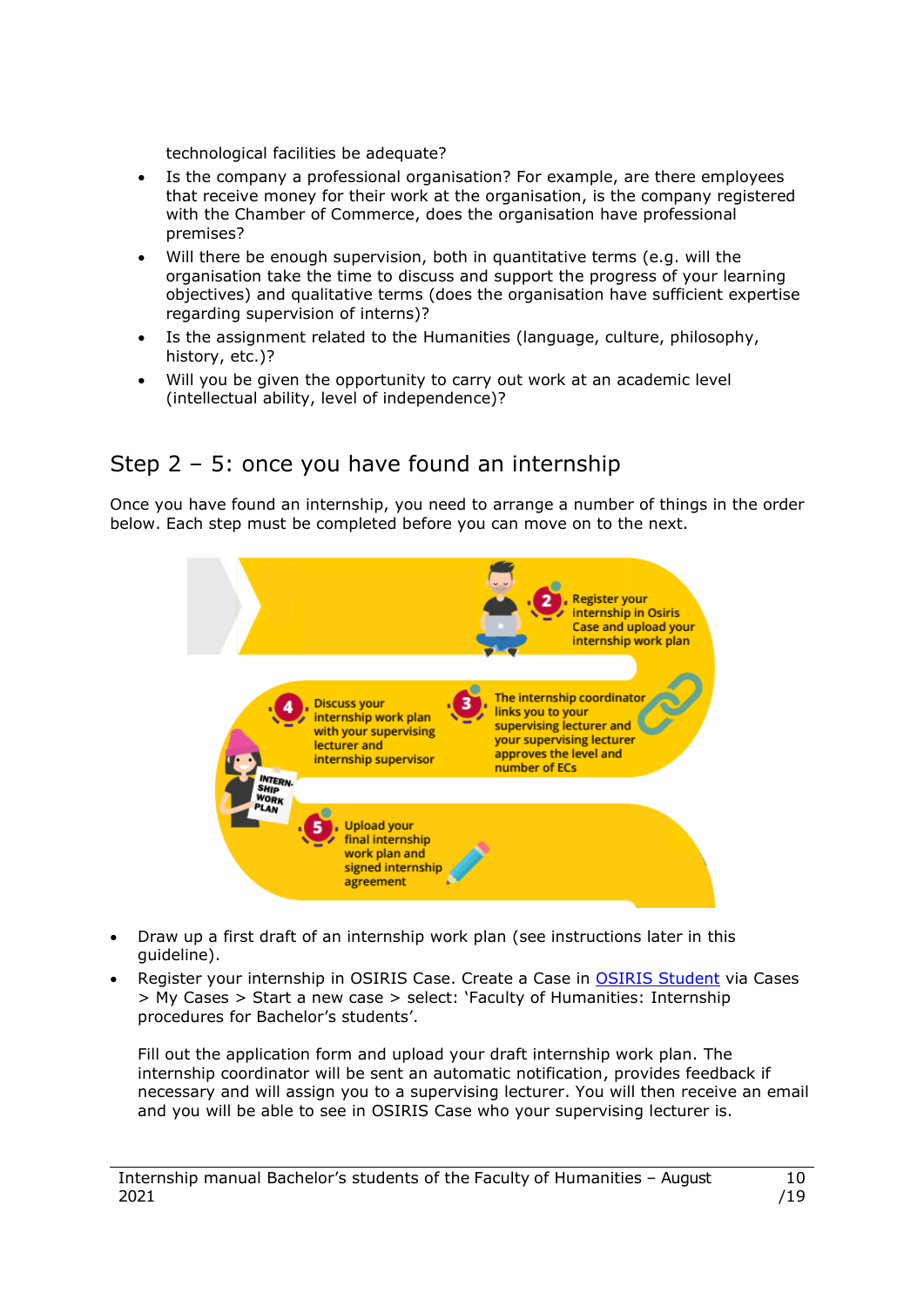technological facilities be adequate?

- Is the company a professional organisation? For example, are there employees that receive money for their work at the organisation, is the company registered with the Chamber of Commerce, does the organisation have professional premises?
- Will there be enough supervision, both in quantitative terms (e.g. will the organisation take the time to discuss and support the progress of your learning objectives) and qualitative terms (does the organisation have sufficient expertise regarding supervision of interns)?
- Is the assignment related to the Humanities (language, culture, philosophy, history, etc.)?
- Will you be given the opportunity to carry out work at an academic level (intellectual ability, level of independence)?

## Step 2 – 5: once you have found an internship

Once you have found an internship, you need to arrange a number of things in the order below. Each step must be completed before you can move on to the next.

2 Register your internship in Osiris Case and upload your internship work plan

3 The internship coordinator links you to your supervising lecturer and your supervising lecturer approves the level and number of ECs

4 Discuss your internship work plan with your supervising lecturer and internship supervisor

INTERNSHIP WORK PLAN

5 Upload your final internship work plan and signed internship agreement

- Draw up a first draft of an internship work plan (see instructions later in this guideline).
- Register your internship in OSIRIS Case. Create a Case in [OSIRIS Student](#) via Cases > My Cases > Start a new case > select: 'Faculty of Humanities: Internship procedures for Bachelor's students'.

  Fill out the application form and upload your draft internship work plan. The internship coordinator will be sent an automatic notification, provides feedback if necessary and will assign you to a supervising lecturer. You will then receive an email and you will be able to see in OSIRIS Case who your supervising lecturer is.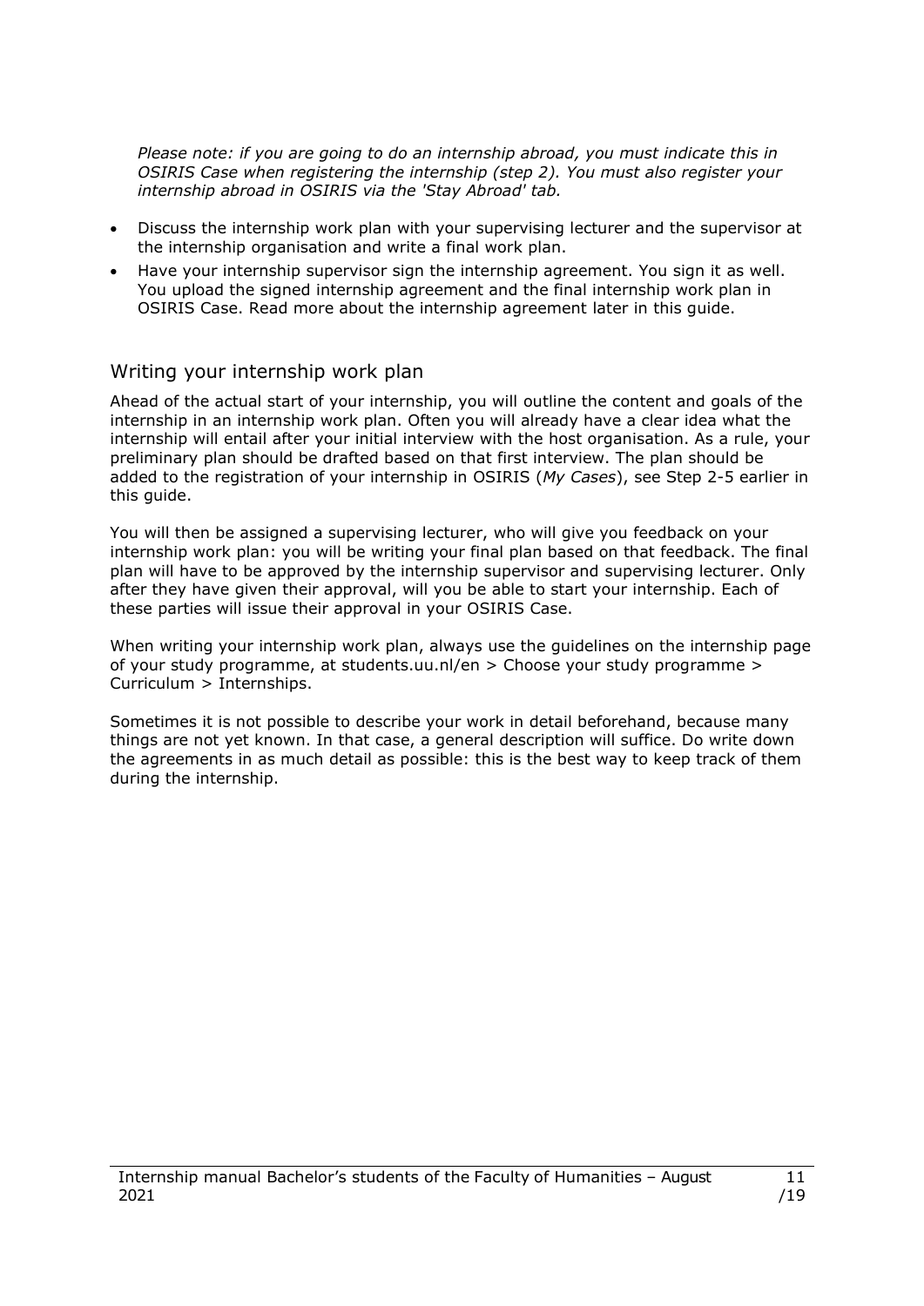*Please note: if you are going to do an internship abroad, you must indicate this in OSIRIS Case when registering the internship (step 2). You must also register your internship abroad in OSIRIS via the 'Stay Abroad' tab.*

- Discuss the internship work plan with your supervising lecturer and the supervisor at the internship organisation and write a final work plan.
- Have your internship supervisor sign the internship agreement. You sign it as well. You upload the signed internship agreement and the final internship work plan in OSIRIS Case. Read more about the internship agreement later in this guide.

## Writing your internship work plan

Ahead of the actual start of your internship, you will outline the content and goals of the internship in an internship work plan. Often you will already have a clear idea what the internship will entail after your initial interview with the host organisation. As a rule, your preliminary plan should be drafted based on that first interview. The plan should be added to the registration of your internship in OSIRIS (*My Cases*), see Step 2-5 earlier in this guide.

You will then be assigned a supervising lecturer, who will give you feedback on your internship work plan: you will be writing your final plan based on that feedback. The final plan will have to be approved by the internship supervisor and supervising lecturer. Only after they have given their approval, will you be able to start your internship. Each of these parties will issue their approval in your OSIRIS Case.

When writing your internship work plan, always use the guidelines on the internship page of your study programme, at students.uu.nl/en > Choose your study programme > Curriculum > Internships.

Sometimes it is not possible to describe your work in detail beforehand, because many things are not yet known. In that case, a general description will suffice. Do write down the agreements in as much detail as possible: this is the best way to keep track of them during the internship.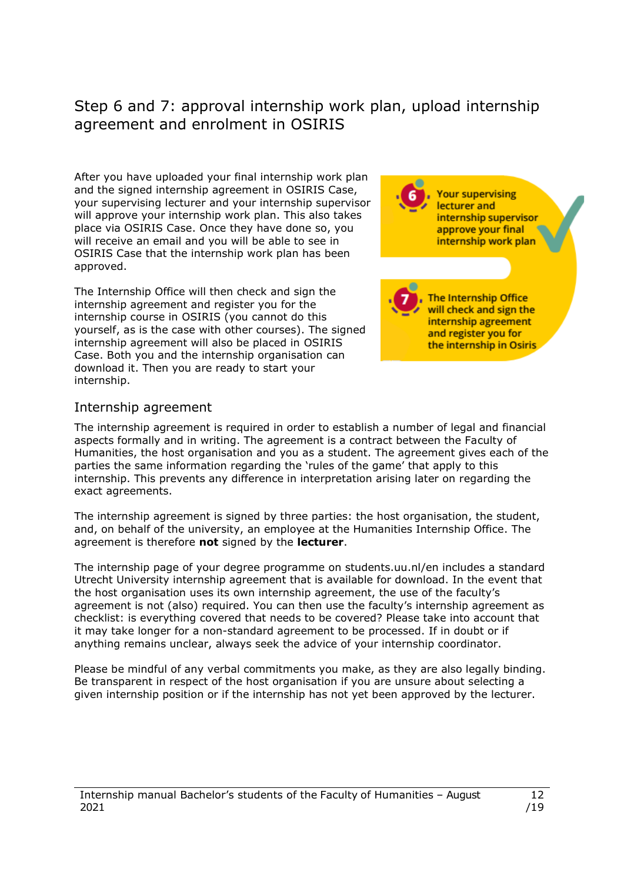## Step 6 and 7: approval internship work plan, upload internship agreement and enrolment in OSIRIS

After you have uploaded your final internship work plan and the signed internship agreement in OSIRIS Case, your supervising lecturer and your internship supervisor will approve your internship work plan. This also takes place via OSIRIS Case. Once they have done so, you will receive an email and you will be able to see in OSIRIS Case that the internship work plan has been approved.

The Internship Office will then check and sign the internship agreement and register you for the internship course in OSIRIS (you cannot do this yourself, as is the case with other courses). The signed internship agreement will also be placed in OSIRIS Case. Both you and the internship organisation can download it. Then you are ready to start your internship.

6 Your supervising lecturer and internship supervisor approve your final internship work plan

7 The Internship Office will check and sign the internship agreement and register you for the internship in Osiris

### Internship agreement

The internship agreement is required in order to establish a number of legal and financial aspects formally and in writing. The agreement is a contract between the Faculty of Humanities, the host organisation and you as a student. The agreement gives each of the parties the same information regarding the 'rules of the game' that apply to this internship. This prevents any difference in interpretation arising later on regarding the exact agreements.

The internship agreement is signed by three parties: the host organisation, the student, and, on behalf of the university, an employee at the Humanities Internship Office. The agreement is therefore **not** signed by the **lecturer**.

The internship page of your degree programme on students.uu.nl/en includes a standard Utrecht University internship agreement that is available for download. In the event that the host organisation uses its own internship agreement, the use of the faculty's agreement is not (also) required. You can then use the faculty's internship agreement as checklist: is everything covered that needs to be covered? Please take into account that it may take longer for a non-standard agreement to be processed. If in doubt or if anything remains unclear, always seek the advice of your internship coordinator.

Please be mindful of any verbal commitments you make, as they are also legally binding. Be transparent in respect of the host organisation if you are unsure about selecting a given internship position or if the internship has not yet been approved by the lecturer.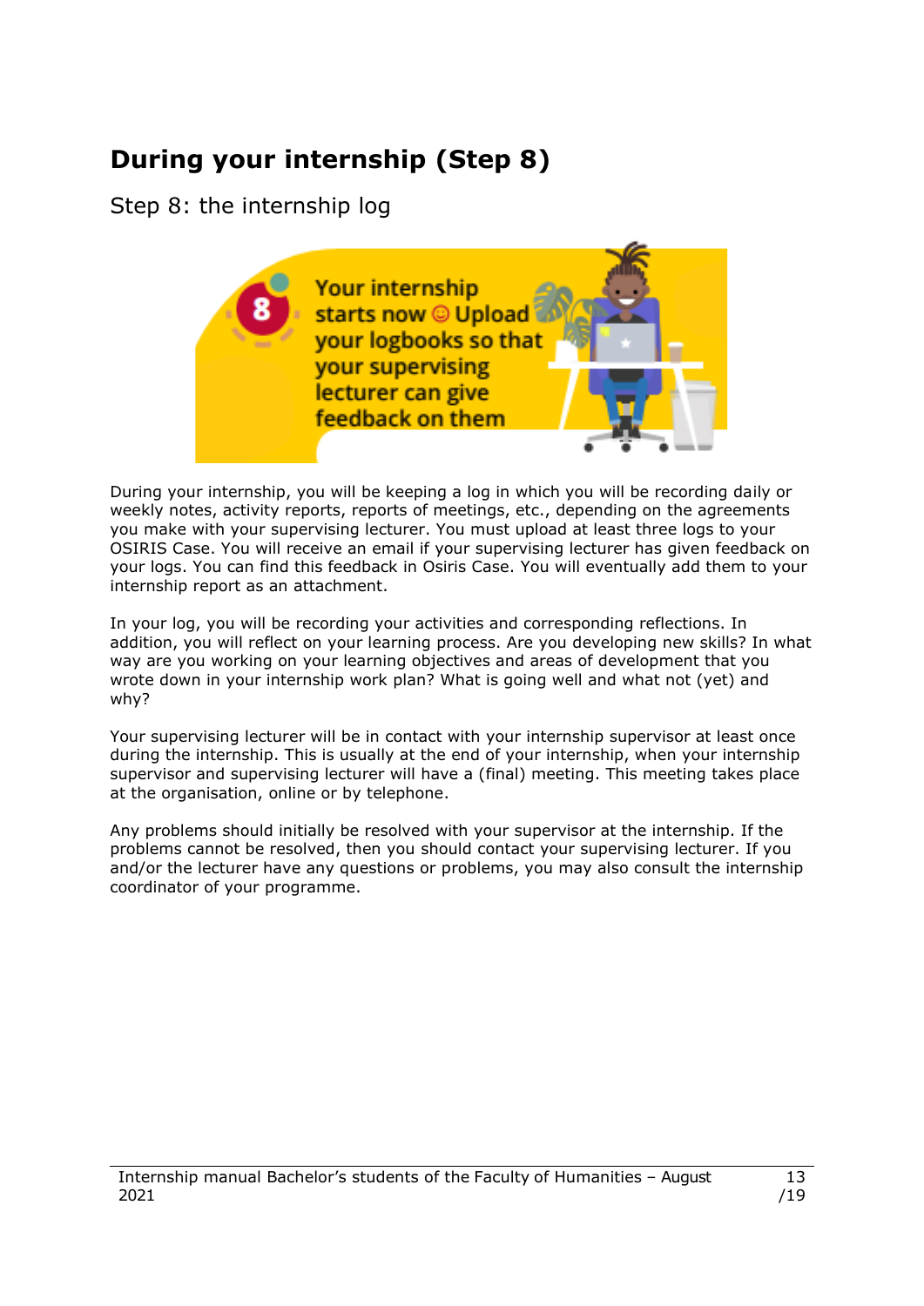## During your internship (Step 8)

Step 8: the internship log

Your internship starts now ☺ Upload your logbooks so that your supervising lecturer can give feedback on them

During your internship, you will be keeping a log in which you will be recording daily or weekly notes, activity reports, reports of meetings, etc., depending on the agreements you make with your supervising lecturer. You must upload at least three logs to your OSIRIS Case. You will receive an email if your supervising lecturer has given feedback on your logs. You can find this feedback in Osiris Case. You will eventually add them to your internship report as an attachment.

In your log, you will be recording your activities and corresponding reflections. In addition, you will reflect on your learning process. Are you developing new skills? In what way are you working on your learning objectives and areas of development that you wrote down in your internship work plan? What is going well and what not (yet) and why?

Your supervising lecturer will be in contact with your internship supervisor at least once during the internship. This is usually at the end of your internship, when your internship supervisor and supervising lecturer will have a (final) meeting. This meeting takes place at the organisation, online or by telephone.

Any problems should initially be resolved with your supervisor at the internship. If the problems cannot be resolved, then you should contact your supervising lecturer. If you and/or the lecturer have any questions or problems, you may also consult the internship coordinator of your programme.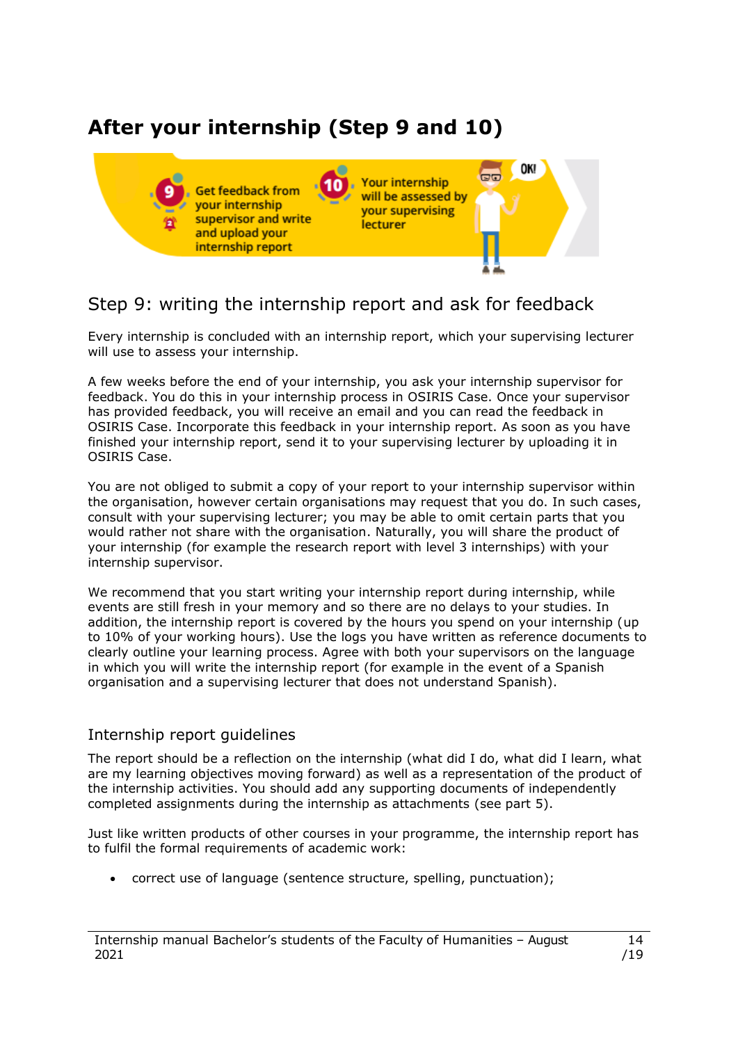# After your internship (Step 9 and 10)

9 Get feedback from your internship supervisor and write and upload your internship report

10 Your internship will be assessed by your supervising lecturer

OK!

## Step 9: writing the internship report and ask for feedback

Every internship is concluded with an internship report, which your supervising lecturer will use to assess your internship.

A few weeks before the end of your internship, you ask your internship supervisor for feedback. You do this in your internship process in OSIRIS Case. Once your supervisor has provided feedback, you will receive an email and you can read the feedback in OSIRIS Case. Incorporate this feedback in your internship report. As soon as you have finished your internship report, send it to your supervising lecturer by uploading it in OSIRIS Case.

You are not obliged to submit a copy of your report to your internship supervisor within the organisation, however certain organisations may request that you do. In such cases, consult with your supervising lecturer; you may be able to omit certain parts that you would rather not share with the organisation. Naturally, you will share the product of your internship (for example the research report with level 3 internships) with your internship supervisor.

We recommend that you start writing your internship report during internship, while events are still fresh in your memory and so there are no delays to your studies. In addition, the internship report is covered by the hours you spend on your internship (up to 10% of your working hours). Use the logs you have written as reference documents to clearly outline your learning process. Agree with both your supervisors on the language in which you will write the internship report (for example in the event of a Spanish organisation and a supervising lecturer that does not understand Spanish).

### Internship report guidelines

The report should be a reflection on the internship (what did I do, what did I learn, what are my learning objectives moving forward) as well as a representation of the product of the internship activities. You should add any supporting documents of independently completed assignments during the internship as attachments (see part 5).

Just like written products of other courses in your programme, the internship report has to fulfil the formal requirements of academic work:

- correct use of language (sentence structure, spelling, punctuation);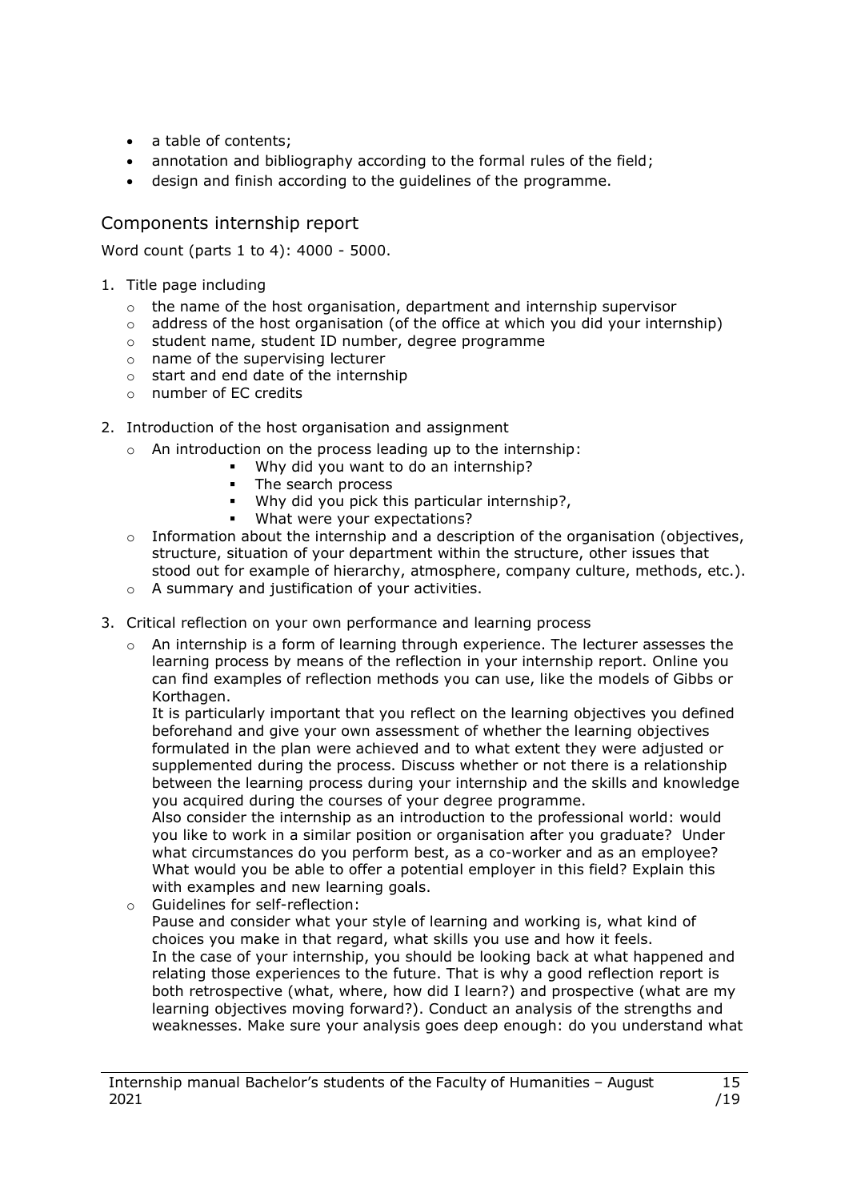- a table of contents;
- annotation and bibliography according to the formal rules of the field;
- design and finish according to the guidelines of the programme.

## Components internship report

Word count (parts 1 to 4): 4000 - 5000.

1. Title page including
   - the name of the host organisation, department and internship supervisor
   - address of the host organisation (of the office at which you did your internship)
   - student name, student ID number, degree programme
   - name of the supervising lecturer
   - start and end date of the internship
   - number of EC credits

2. Introduction of the host organisation and assignment
   - An introduction on the process leading up to the internship:
     - Why did you want to do an internship?
     - The search process
     - Why did you pick this particular internship?,
     - What were your expectations?
   - Information about the internship and a description of the organisation (objectives, structure, situation of your department within the structure, other issues that stood out for example of hierarchy, atmosphere, company culture, methods, etc.).
   - A summary and justification of your activities.

3. Critical reflection on your own performance and learning process
   - An internship is a form of learning through experience. The lecturer assesses the learning process by means of the reflection in your internship report. Online you can find examples of reflection methods you can use, like the models of Gibbs or Korthagen.
     It is particularly important that you reflect on the learning objectives you defined beforehand and give your own assessment of whether the learning objectives formulated in the plan were achieved and to what extent they were adjusted or supplemented during the process. Discuss whether or not there is a relationship between the learning process during your internship and the skills and knowledge you acquired during the courses of your degree programme.
     Also consider the internship as an introduction to the professional world: would you like to work in a similar position or organisation after you graduate? Under what circumstances do you perform best, as a co-worker and as an employee? What would you be able to offer a potential employer in this field? Explain this with examples and new learning goals.
   - Guidelines for self-reflection:
     Pause and consider what your style of learning and working is, what kind of choices you make in that regard, what skills you use and how it feels.
     In the case of your internship, you should be looking back at what happened and relating those experiences to the future. That is why a good reflection report is both retrospective (what, where, how did I learn?) and prospective (what are my learning objectives moving forward?). Conduct an analysis of the strengths and weaknesses. Make sure your analysis goes deep enough: do you understand what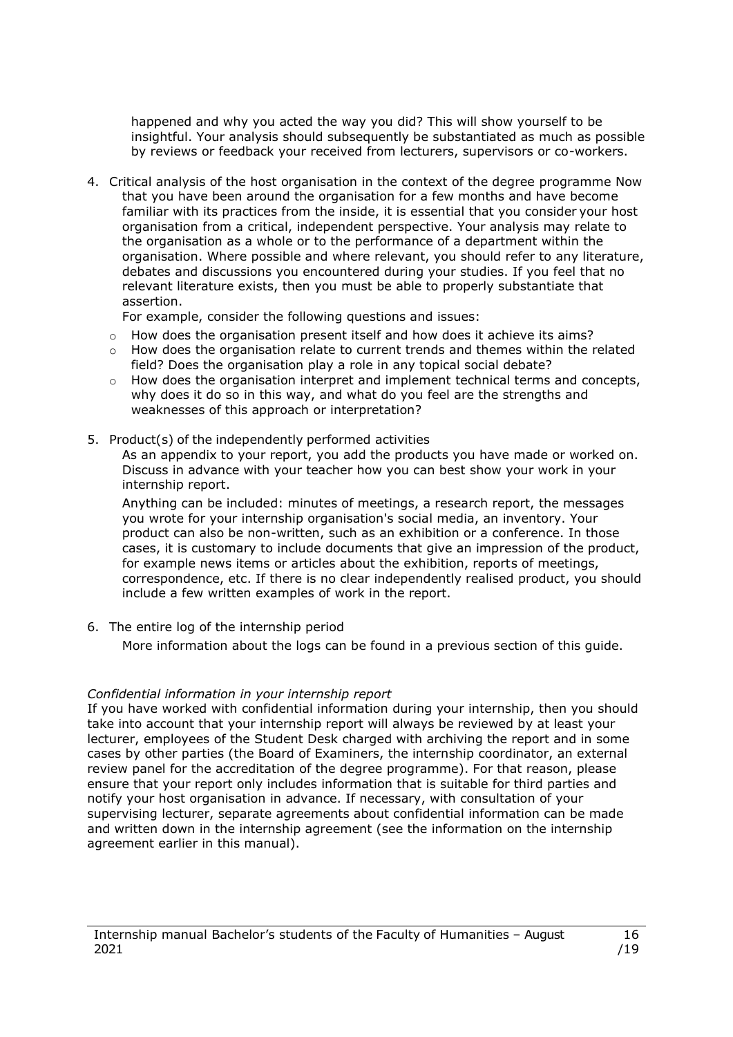happened and why you acted the way you did? This will show yourself to be insightful. Your analysis should subsequently be substantiated as much as possible by reviews or feedback your received from lecturers, supervisors or co-workers.

4. Critical analysis of the host organisation in the context of the degree programme Now that you have been around the organisation for a few months and have become familiar with its practices from the inside, it is essential that you consider your host organisation from a critical, independent perspective. Your analysis may relate to the organisation as a whole or to the performance of a department within the organisation. Where possible and where relevant, you should refer to any literature, debates and discussions you encountered during your studies. If you feel that no relevant literature exists, then you must be able to properly substantiate that assertion.

   For example, consider the following questions and issues:

   - How does the organisation present itself and how does it achieve its aims?
   - How does the organisation relate to current trends and themes within the related field? Does the organisation play a role in any topical social debate?
   - How does the organisation interpret and implement technical terms and concepts, why does it do so in this way, and what do you feel are the strengths and weaknesses of this approach or interpretation?

5. Product(s) of the independently performed activities

   As an appendix to your report, you add the products you have made or worked on. Discuss in advance with your teacher how you can best show your work in your internship report.

   Anything can be included: minutes of meetings, a research report, the messages you wrote for your internship organisation's social media, an inventory. Your product can also be non-written, such as an exhibition or a conference. In those cases, it is customary to include documents that give an impression of the product, for example news items or articles about the exhibition, reports of meetings, correspondence, etc. If there is no clear independently realised product, you should include a few written examples of work in the report.

6. The entire log of the internship period

   More information about the logs can be found in a previous section of this guide.

*Confidential information in your internship report*

If you have worked with confidential information during your internship, then you should take into account that your internship report will always be reviewed by at least your lecturer, employees of the Student Desk charged with archiving the report and in some cases by other parties (the Board of Examiners, the internship coordinator, an external review panel for the accreditation of the degree programme). For that reason, please ensure that your report only includes information that is suitable for third parties and notify your host organisation in advance. If necessary, with consultation of your supervising lecturer, separate agreements about confidential information can be made and written down in the internship agreement (see the information on the internship agreement earlier in this manual).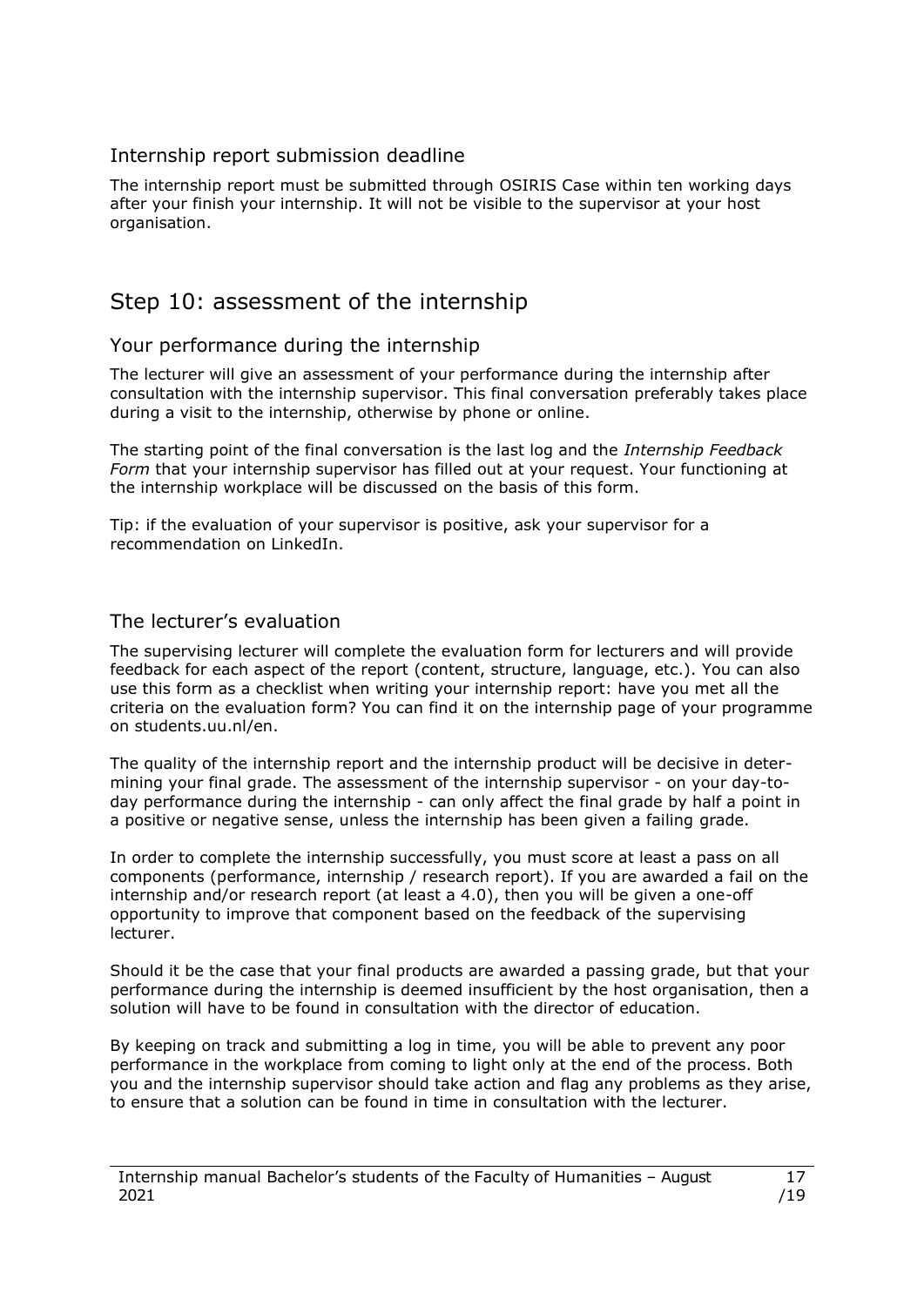### Internship report submission deadline

The internship report must be submitted through OSIRIS Case within ten working days after your finish your internship. It will not be visible to the supervisor at your host organisation.

## Step 10: assessment of the internship

### Your performance during the internship

The lecturer will give an assessment of your performance during the internship after consultation with the internship supervisor. This final conversation preferably takes place during a visit to the internship, otherwise by phone or online.

The starting point of the final conversation is the last log and the *Internship Feedback Form* that your internship supervisor has filled out at your request. Your functioning at the internship workplace will be discussed on the basis of this form.

Tip: if the evaluation of your supervisor is positive, ask your supervisor for a recommendation on LinkedIn.

### The lecturer's evaluation

The supervising lecturer will complete the evaluation form for lecturers and will provide feedback for each aspect of the report (content, structure, language, etc.). You can also use this form as a checklist when writing your internship report: have you met all the criteria on the evaluation form? You can find it on the internship page of your programme on students.uu.nl/en.

The quality of the internship report and the internship product will be decisive in determining your final grade. The assessment of the internship supervisor - on your day-to-day performance during the internship - can only affect the final grade by half a point in a positive or negative sense, unless the internship has been given a failing grade.

In order to complete the internship successfully, you must score at least a pass on all components (performance, internship / research report). If you are awarded a fail on the internship and/or research report (at least a 4.0), then you will be given a one-off opportunity to improve that component based on the feedback of the supervising lecturer.

Should it be the case that your final products are awarded a passing grade, but that your performance during the internship is deemed insufficient by the host organisation, then a solution will have to be found in consultation with the director of education.

By keeping on track and submitting a log in time, you will be able to prevent any poor performance in the workplace from coming to light only at the end of the process. Both you and the internship supervisor should take action and flag any problems as they arise, to ensure that a solution can be found in time in consultation with the lecturer.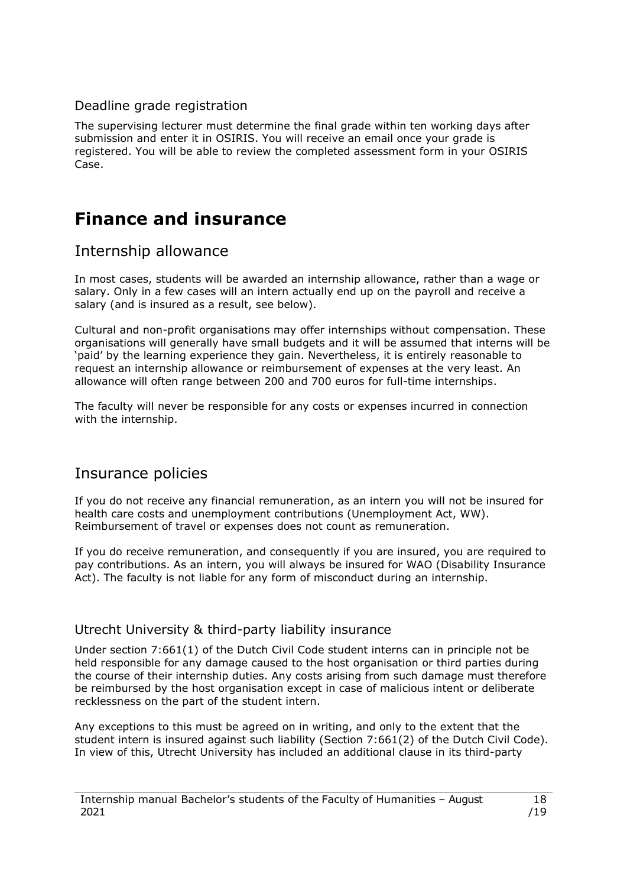### Deadline grade registration

The supervising lecturer must determine the final grade within ten working days after submission and enter it in OSIRIS. You will receive an email once your grade is registered. You will be able to review the completed assessment form in your OSIRIS Case.

# Finance and insurance

## Internship allowance

In most cases, students will be awarded an internship allowance, rather than a wage or salary. Only in a few cases will an intern actually end up on the payroll and receive a salary (and is insured as a result, see below).

Cultural and non-profit organisations may offer internships without compensation. These organisations will generally have small budgets and it will be assumed that interns will be 'paid' by the learning experience they gain. Nevertheless, it is entirely reasonable to request an internship allowance or reimbursement of expenses at the very least. An allowance will often range between 200 and 700 euros for full-time internships.

The faculty will never be responsible for any costs or expenses incurred in connection with the internship.

## Insurance policies

If you do not receive any financial remuneration, as an intern you will not be insured for health care costs and unemployment contributions (Unemployment Act, WW). Reimbursement of travel or expenses does not count as remuneration.

If you do receive remuneration, and consequently if you are insured, you are required to pay contributions. As an intern, you will always be insured for WAO (Disability Insurance Act). The faculty is not liable for any form of misconduct during an internship.

### Utrecht University & third-party liability insurance

Under section 7:661(1) of the Dutch Civil Code student interns can in principle not be held responsible for any damage caused to the host organisation or third parties during the course of their internship duties. Any costs arising from such damage must therefore be reimbursed by the host organisation except in case of malicious intent or deliberate recklessness on the part of the student intern.

Any exceptions to this must be agreed on in writing, and only to the extent that the student intern is insured against such liability (Section 7:661(2) of the Dutch Civil Code). In view of this, Utrecht University has included an additional clause in its third-party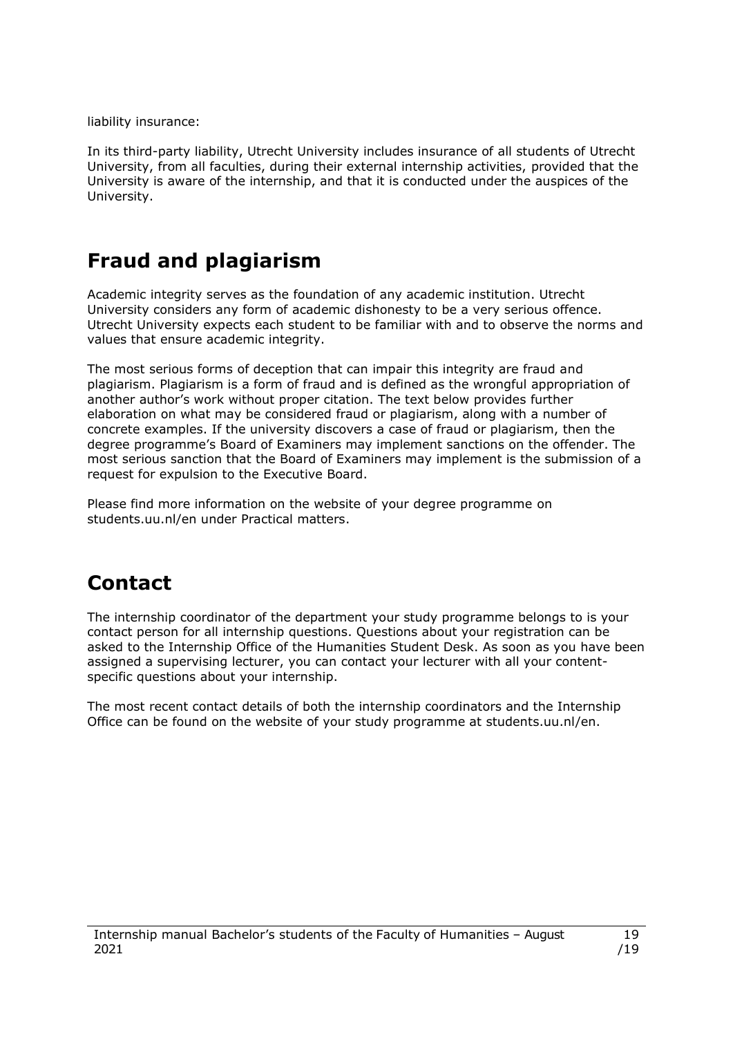liability insurance:

In its third-party liability, Utrecht University includes insurance of all students of Utrecht University, from all faculties, during their external internship activities, provided that the University is aware of the internship, and that it is conducted under the auspices of the University.

# Fraud and plagiarism

Academic integrity serves as the foundation of any academic institution. Utrecht University considers any form of academic dishonesty to be a very serious offence. Utrecht University expects each student to be familiar with and to observe the norms and values that ensure academic integrity.

The most serious forms of deception that can impair this integrity are fraud and plagiarism. Plagiarism is a form of fraud and is defined as the wrongful appropriation of another author's work without proper citation. The text below provides further elaboration on what may be considered fraud or plagiarism, along with a number of concrete examples. If the university discovers a case of fraud or plagiarism, then the degree programme's Board of Examiners may implement sanctions on the offender. The most serious sanction that the Board of Examiners may implement is the submission of a request for expulsion to the Executive Board.

Please find more information on the website of your degree programme on students.uu.nl/en under Practical matters.

# Contact

The internship coordinator of the department your study programme belongs to is your contact person for all internship questions. Questions about your registration can be asked to the Internship Office of the Humanities Student Desk. As soon as you have been assigned a supervising lecturer, you can contact your lecturer with all your content-specific questions about your internship.

The most recent contact details of both the internship coordinators and the Internship Office can be found on the website of your study programme at students.uu.nl/en.